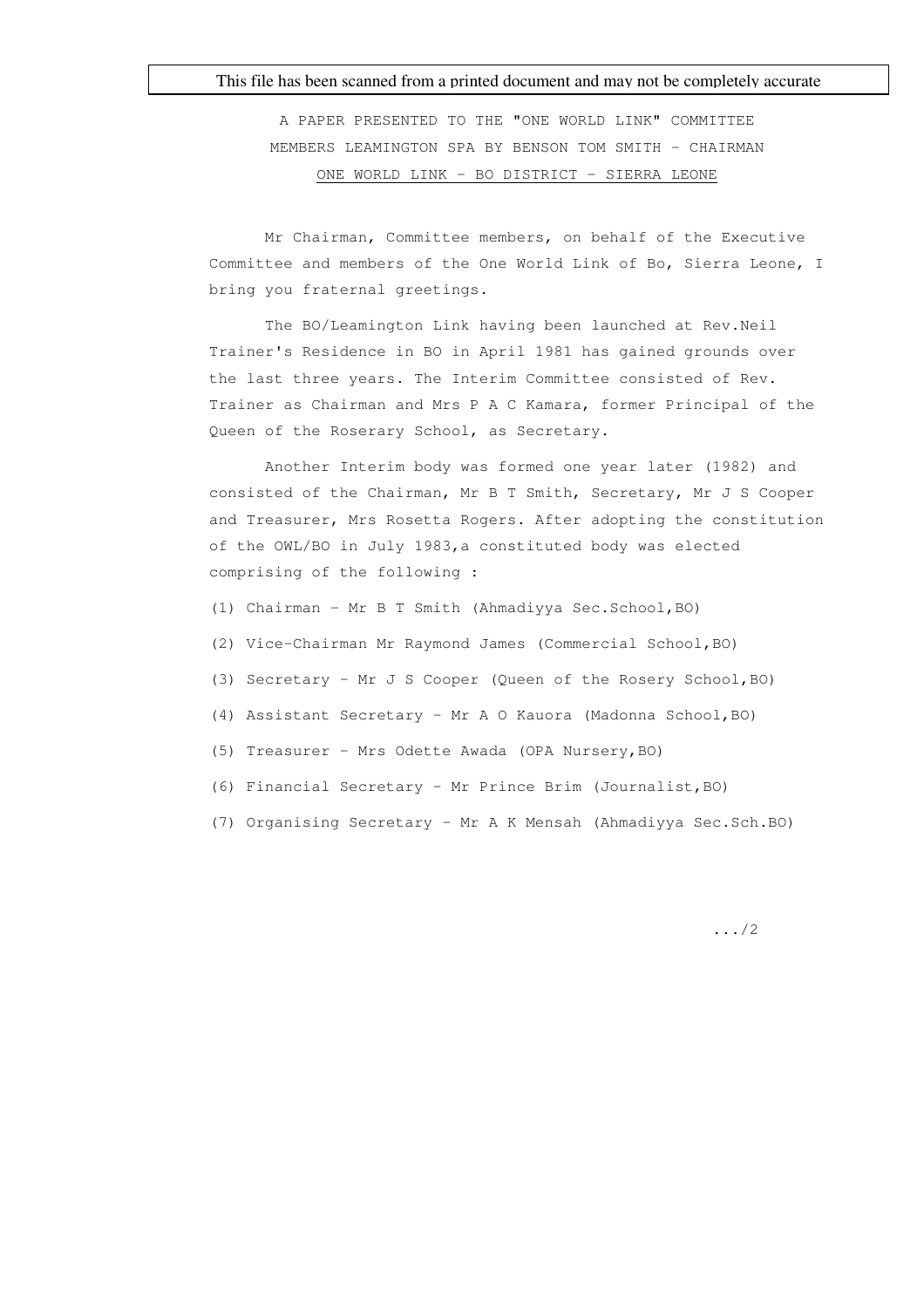This file has been scanned from a printed document and may not be completely accurate

A PAPER PRESENTED TO THE "ONE WORLD LINK" COMMITTEE MEMBERS LEAMINGTON SPA BY BENSON TOM SMITH - CHAIRMAN

ONE WORLD LINK - BO DISTRICT - SIERRA LEONE

Mr Chairman, Committee members, on behalf of the Executive Committee and members of the One World Link of Bo, Sierra Leone, I bring you fraternal greetings.

The BO/Leamington Link having been launched at Rev.Neil Trainer's Residence in BO in April 1981 has gained grounds over the last three years. The Interim Committee consisted of Rev. Trainer as Chairman and Mrs P A C Kamara, former Principal of the Queen of the Roserary School, as Secretary.

Another Interim body was formed one year later (1982) and consisted of the Chairman, Mr B T Smith, Secretary, Mr J S Cooper and Treasurer, Mrs Rosetta Rogers. After adopting the constitution of the OWL/BO in July 1983,a constituted body was elected comprising of the following :

(1) Chairman - Mr B T Smith (Ahmadiyya Sec.School,BO)

(2) Vice-Chairman Mr Raymond James (Commercial School,BO)

(3) Secretary - Mr J S Cooper (Queen of the Rosery School,BO)

(4) Assistant Secretary - Mr A O Kauora (Madonna School,BO)

(5) Treasurer - Mrs Odette Awada (OPA Nursery,BO)

(6) Financial Secretary - Mr Prince Brim (Journalist,BO)

(7) Organising Secretary - Mr A K Mensah (Ahmadiyya Sec.Sch.BO)

.../2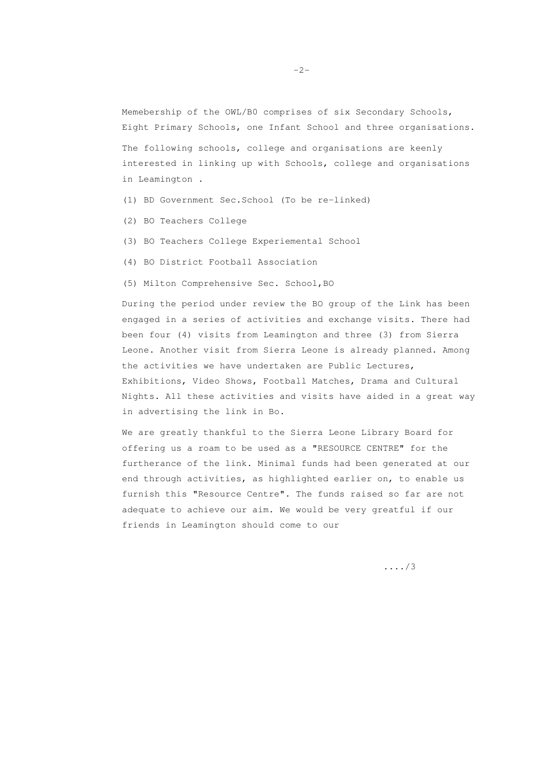Memebership of the OWL/B0 comprises of six Secondary Schools, Eight Primary Schools, one Infant School and three organisations.

The following schools, college and organisations are keenly interested in linking up with Schools, college and organisations in Leamington .

(1) BD Government Sec.School (To be re-linked)

(2) BO Teachers College

(3) BO Teachers College Experiemental School

(4) BO District Football Association

(5) Milton Comprehensive Sec. School,BO

During the period under review the BO group of the Link has been engaged in a series of activities and exchange visits. There had been four (4) visits from Leamington and three (3) from Sierra Leone. Another visit from Sierra Leone is already planned. Among the activities we have undertaken are Public Lectures, Exhibitions, Video Shows, Football Matches, Drama and Cultural Nights. All these activities and visits have aided in a great way in advertising the link in Bo.

We are greatly thankful to the Sierra Leone Library Board for offering us a roam to be used as a "RESOURCE CENTRE" for the furtherance of the link. Minimal funds had been generated at our end through activities, as highlighted earlier on, to enable us furnish this "Resource Centre". The funds raised so far are not adequate to achieve our aim. We would be very greatful if our friends in Leamington should come to our

..../3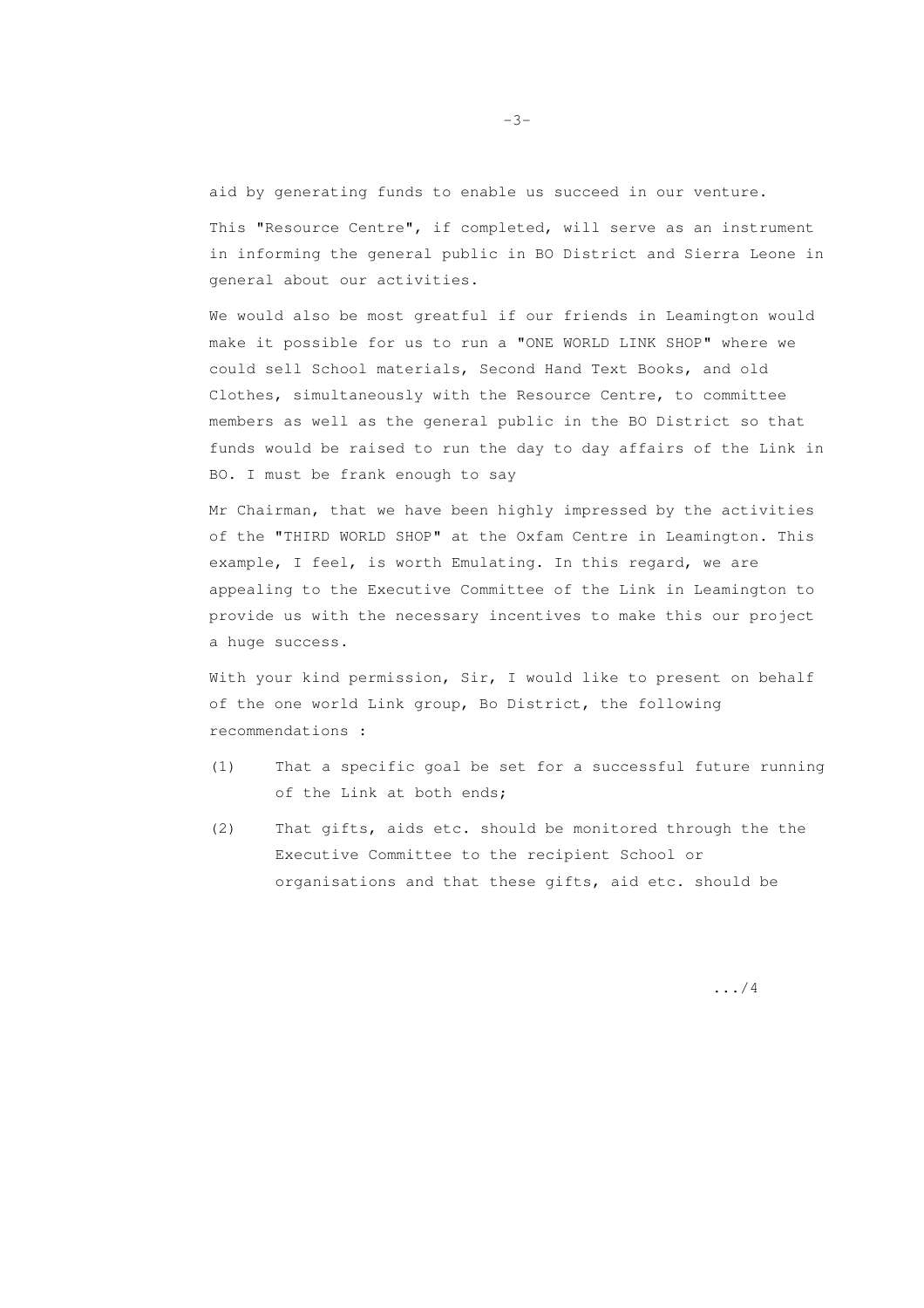aid by generating funds to enable us succeed in our venture.

This "Resource Centre", if completed, will serve as an instrument in informing the general public in BO District and Sierra Leone in general about our activities.

We would also be most greatful if our friends in Leamington would make it possible for us to run a "ONE WORLD LINK SHOP" where we could sell School materials, Second Hand Text Books, and old Clothes, simultaneously with the Resource Centre, to committee members as well as the general public in the BO District so that funds would be raised to run the day to day affairs of the Link in BO. I must be frank enough to say

Mr Chairman, that we have been highly impressed by the activities of the "THIRD WORLD SHOP" at the Oxfam Centre in Leamington. This example, I feel, is worth Emulating. In this regard, we are appealing to the Executive Committee of the Link in Leamington to provide us with the necessary incentives to make this our project a huge success.

With your kind permission, Sir, I would like to present on behalf of the one world Link group, Bo District, the following recommendations :

(1) That a specific goal be set for a successful future running of the Link at both ends;

(2) That gifts, aids etc. should be monitored through the the Executive Committee to the recipient School or organisations and that these gifts, aid etc. should be

.../4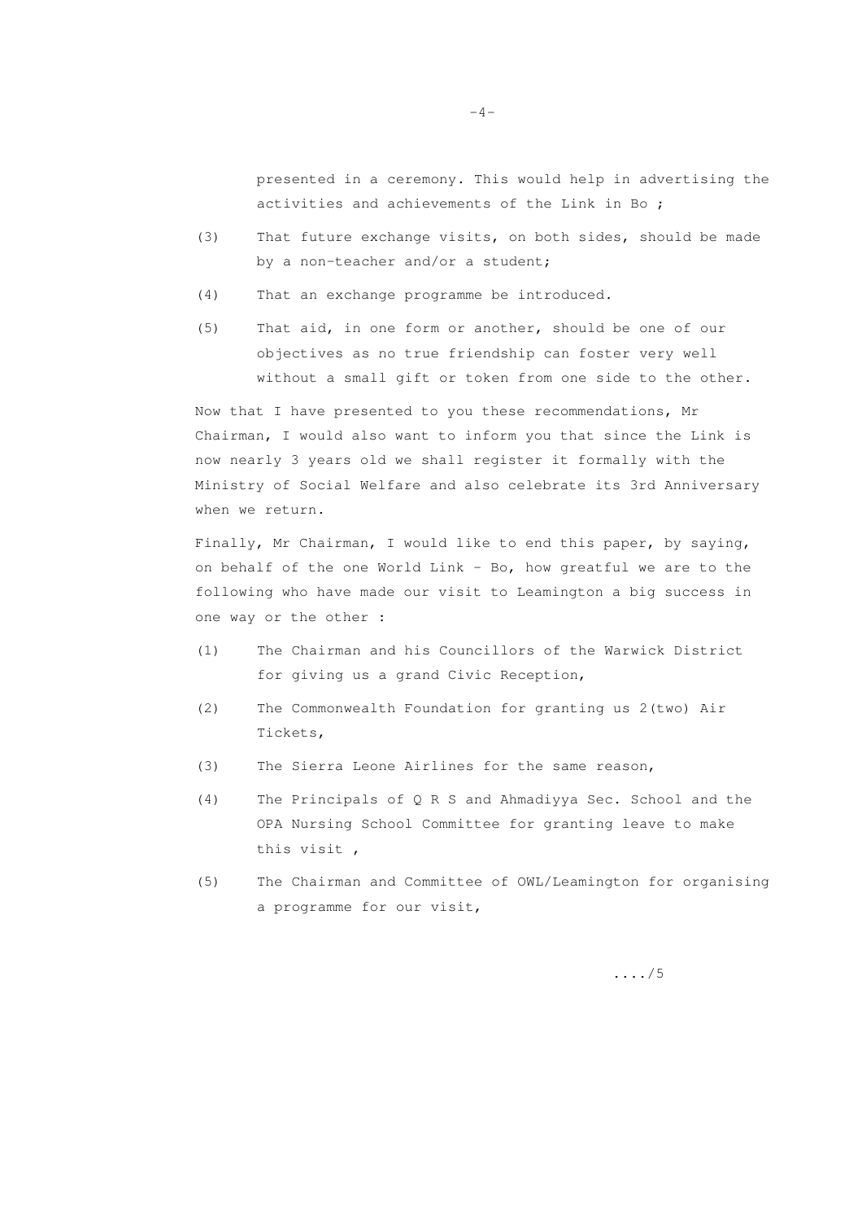presented in a ceremony. This would help in advertising the activities and achievements of the Link in Bo ;

(3) That future exchange visits, on both sides, should be made by a non-teacher and/or a student;

(4) That an exchange programme be introduced.

(5) That aid, in one form or another, should be one of our objectives as no true friendship can foster very well without a small gift or token from one side to the other.

Now that I have presented to you these recommendations, Mr Chairman, I would also want to inform you that since the Link is now nearly 3 years old we shall register it formally with the Ministry of Social Welfare and also celebrate its 3rd Anniversary when we return.

Finally, Mr Chairman, I would like to end this paper, by saying, on behalf of the one World Link - Bo, how greatful we are to the following who have made our visit to Leamington a big success in one way or the other :

(1) The Chairman and his Councillors of the Warwick District for giving us a grand Civic Reception,

(2) The Commonwealth Foundation for granting us 2(two) Air Tickets,

(3) The Sierra Leone Airlines for the same reason,

(4) The Principals of Q R S and Ahmadiyya Sec. School and the OPA Nursing School Committee for granting leave to make this visit ,

(5) The Chairman and Committee of OWL/Leamington for organising a programme for our visit,

..../5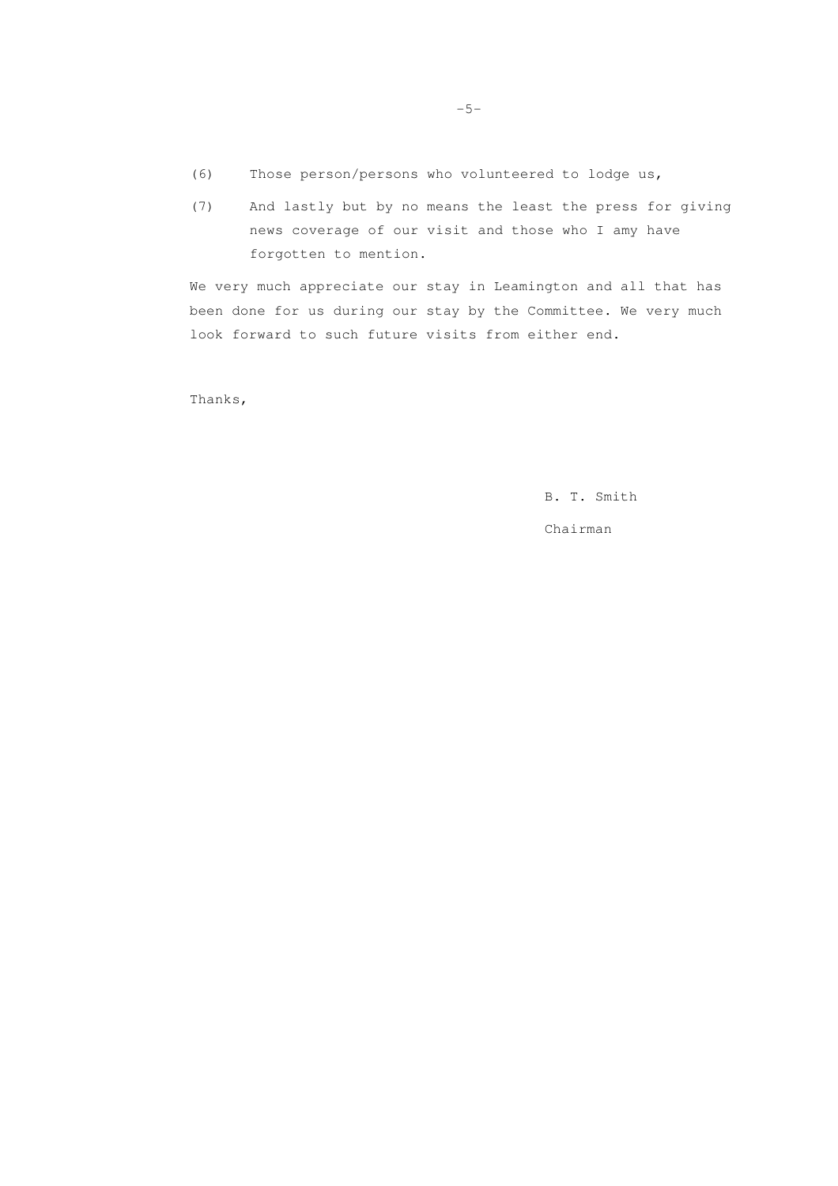(6) Those person/persons who volunteered to lodge us,

(7) And lastly but by no means the least the press for giving news coverage of our visit and those who I amy have forgotten to mention.

We very much appreciate our stay in Leamington and all that has been done for us during our stay by the Committee. We very much look forward to such future visits from either end.

Thanks,

B. T. Smith

Chairman